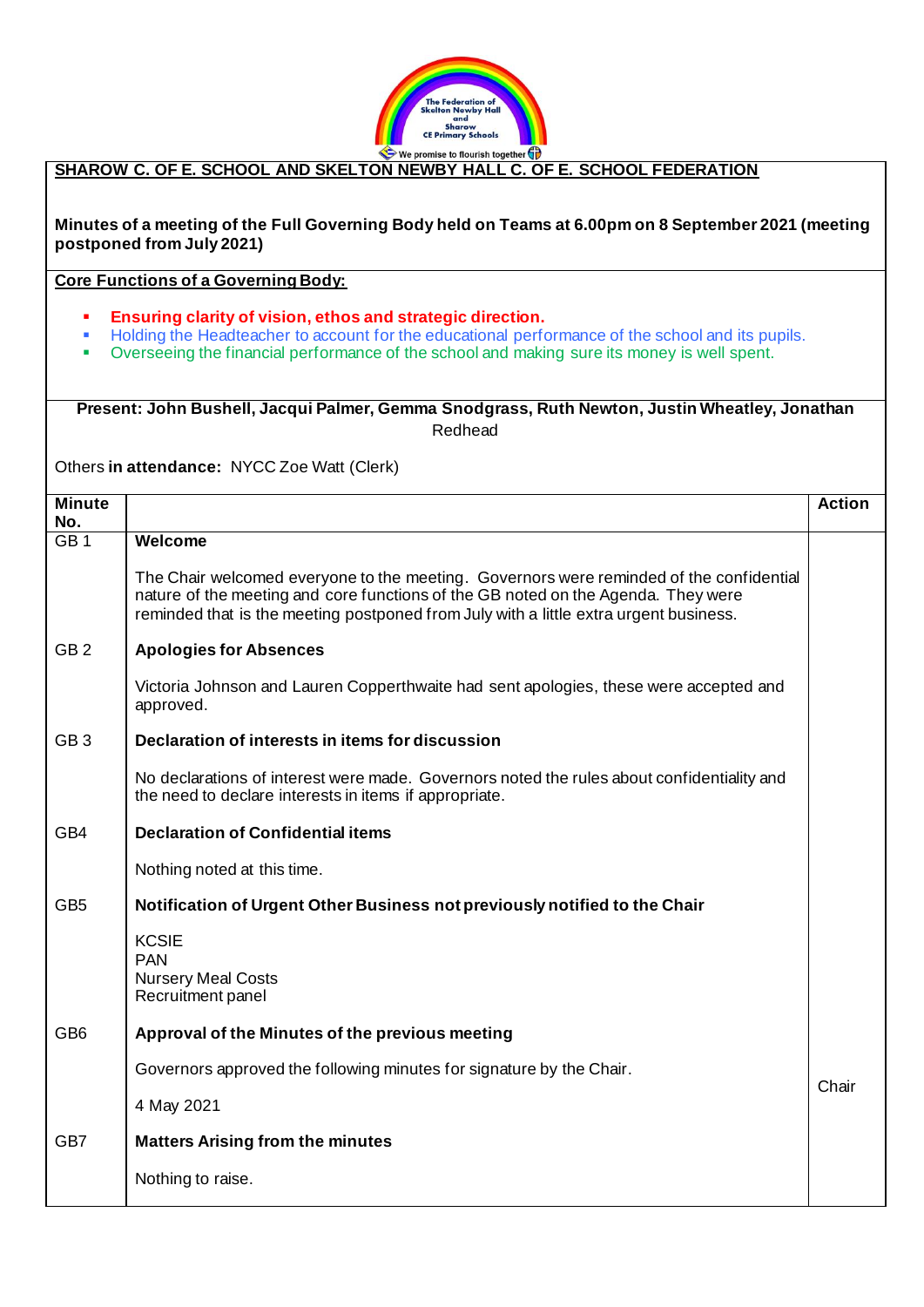## SHAROW C. OF E. SCHOOL AND SKELTON NEWBY HALL C. OF E. SCHOOL FEDERATION

**Minutes of a meeting of the Full Governing Body held on Teams at 6.00pm on 8 September 2021 (meeting postponed from July 2021)**

**Core Functions of a Governing Body:**

- **Ensuring clarity of vision, ethos and strategic direction.**
- Holding the Headteacher to account for the educational performance of the school and its pupils.
- Overseeing the financial performance of the school and making sure its money is well spent.

**Present: John Bushell, Jacqui Palmer, Gemma Snodgrass, Ruth Newton, Justin Wheatley, Jonathan** Redhead

Others **in attendance:** NYCC Zoe Watt (Clerk)

| Minute No. | | Action |
|---|---|---|
| GB 1 | **Welcome**<br><br>The Chair welcomed everyone to the meeting. Governors were reminded of the confidential nature of the meeting and core functions of the GB noted on the Agenda. They were reminded that is the meeting postponed from July with a little extra urgent business. | |
| GB 2 | **Apologies for Absences**<br><br>Victoria Johnson and Lauren Copperthwaite had sent apologies, these were accepted and approved. | |
| GB 3 | **Declaration of interests in items for discussion**<br><br>No declarations of interest were made. Governors noted the rules about confidentiality and the need to declare interests in items if appropriate. | |
| GB4 | **Declaration of Confidential items**<br><br>Nothing noted at this time. | |
| GB5 | **Notification of Urgent Other Business not previously notified to the Chair**<br><br>KCSIE<br>PAN<br>Nursery Meal Costs<br>Recruitment panel | |
| GB6 | **Approval of the Minutes of the previous meeting**<br><br>Governors approved the following minutes for signature by the Chair.<br><br>4 May 2021 | Chair |
| GB7 | **Matters Arising from the minutes**<br><br>Nothing to raise. | |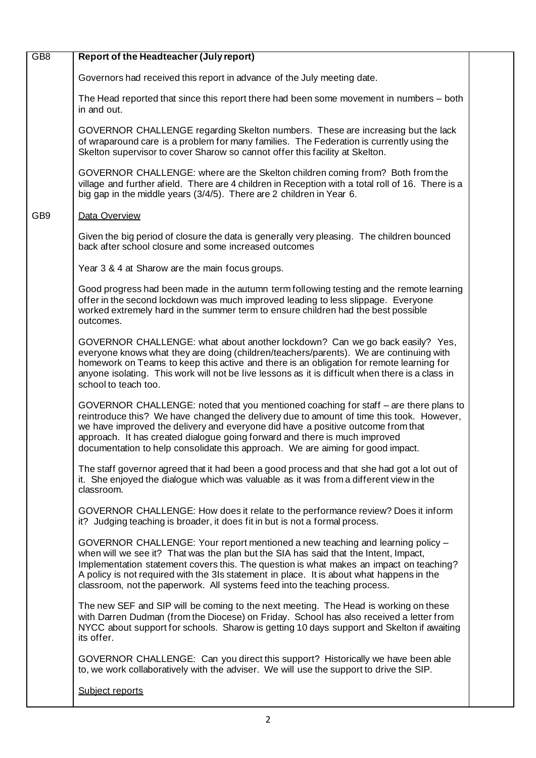| | | |
|---|---|---|
| GB8 | **Report of the Headteacher (July report)**<br><br>Governors had received this report in advance of the July meeting date.<br><br>The Head reported that since this report there had been some movement in numbers – both in and out.<br><br>GOVERNOR CHALLENGE regarding Skelton numbers. These are increasing but the lack of wraparound care is a problem for many families. The Federation is currently using the Skelton supervisor to cover Sharow so cannot offer this facility at Skelton.<br><br>GOVERNOR CHALLENGE: where are the Skelton children coming from? Both from the village and further afield. There are 4 children in Reception with a total roll of 16. There is a big gap in the middle years (3/4/5). There are 2 children in Year 6. | |
| GB9 | Data Overview<br><br>Given the big period of closure the data is generally very pleasing. The children bounced back after school closure and some increased outcomes<br><br>Year 3 & 4 at Sharow are the main focus groups.<br><br>Good progress had been made in the autumn term following testing and the remote learning offer in the second lockdown was much improved leading to less slippage. Everyone worked extremely hard in the summer term to ensure children had the best possible outcomes.<br><br>GOVERNOR CHALLENGE: what about another lockdown? Can we go back easily? Yes, everyone knows what they are doing (children/teachers/parents). We are continuing with homework on Teams to keep this active and there is an obligation for remote learning for anyone isolating. This work will not be live lessons as it is difficult when there is a class in school to teach too.<br><br>GOVERNOR CHALLENGE: noted that you mentioned coaching for staff – are there plans to reintroduce this? We have changed the delivery due to amount of time this took. However, we have improved the delivery and everyone did have a positive outcome from that approach. It has created dialogue going forward and there is much improved documentation to help consolidate this approach. We are aiming for good impact.<br><br>The staff governor agreed that it had been a good process and that she had got a lot out of it. She enjoyed the dialogue which was valuable as it was from a different view in the classroom.<br><br>GOVERNOR CHALLENGE: How does it relate to the performance review? Does it inform it? Judging teaching is broader, it does fit in but is not a formal process.<br><br>GOVERNOR CHALLENGE: Your report mentioned a new teaching and learning policy – when will we see it? That was the plan but the SIA has said that the Intent, Impact, Implementation statement covers this. The question is what makes an impact on teaching? A policy is not required with the 3Is statement in place. It is about what happens in the classroom, not the paperwork. All systems feed into the teaching process.<br><br>The new SEF and SIP will be coming to the next meeting. The Head is working on these with Darren Dudman (from the Diocese) on Friday. School has also received a letter from NYCC about support for schools. Sharow is getting 10 days support and Skelton if awaiting its offer.<br><br>GOVERNOR CHALLENGE: Can you direct this support? Historically we have been able to, we work collaboratively with the adviser. We will use the support to drive the SIP.<br><br>Subject reports | |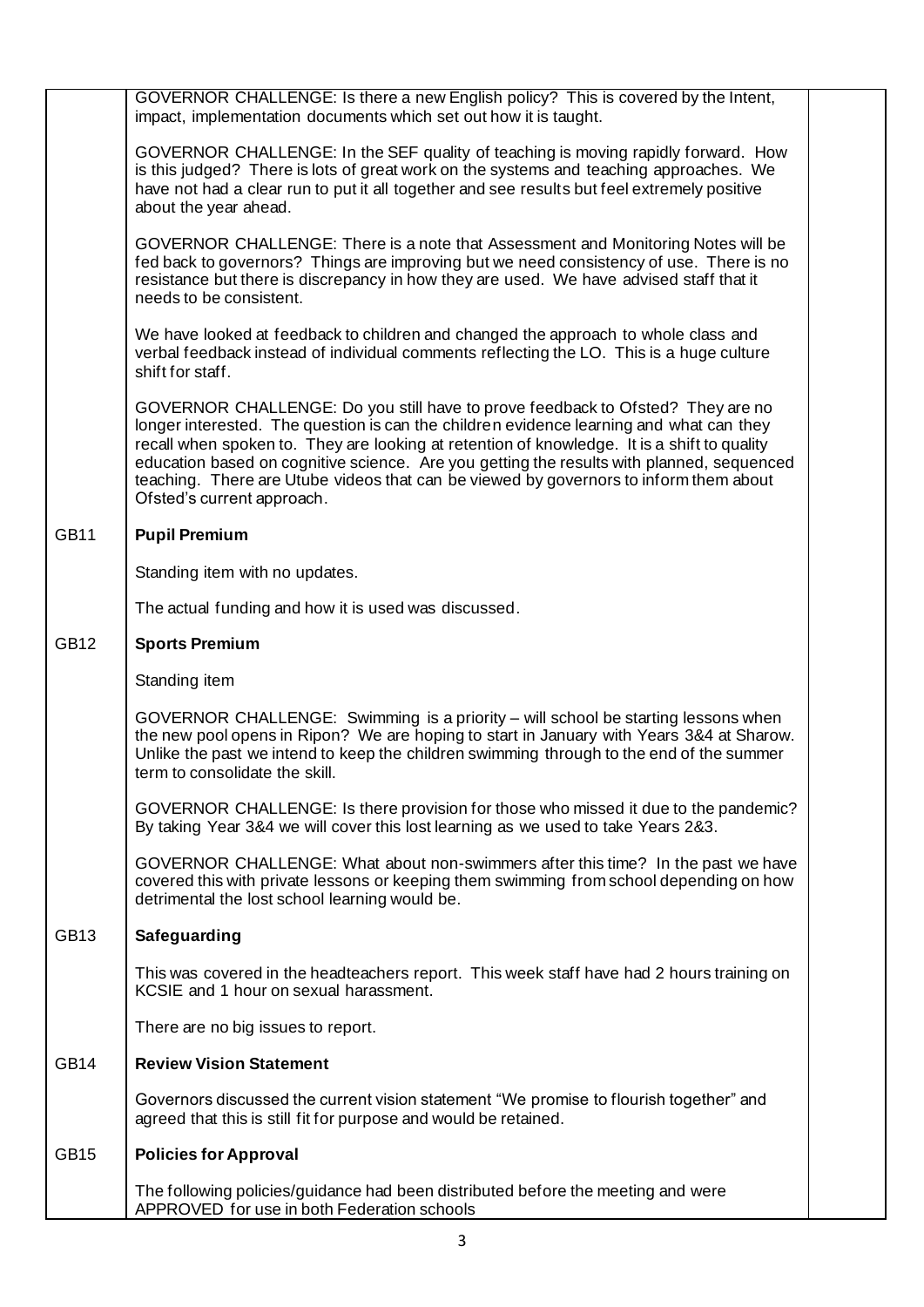| | | |
|---|---|---|
| | GOVERNOR CHALLENGE: Is there a new English policy? This is covered by the Intent, impact, implementation documents which set out how it is taught.<br><br>GOVERNOR CHALLENGE: In the SEF quality of teaching is moving rapidly forward. How is this judged? There is lots of great work on the systems and teaching approaches. We have not had a clear run to put it all together and see results but feel extremely positive about the year ahead.<br><br>GOVERNOR CHALLENGE: There is a note that Assessment and Monitoring Notes will be fed back to governors? Things are improving but we need consistency of use. There is no resistance but there is discrepancy in how they are used. We have advised staff that it needs to be consistent.<br><br>We have looked at feedback to children and changed the approach to whole class and verbal feedback instead of individual comments reflecting the LO. This is a huge culture shift for staff.<br><br>GOVERNOR CHALLENGE: Do you still have to prove feedback to Ofsted? They are no longer interested. The question is can the children evidence learning and what can they recall when spoken to. They are looking at retention of knowledge. It is a shift to quality education based on cognitive science. Are you getting the results with planned, sequenced teaching. There are Utube videos that can be viewed by governors to inform them about Ofsted's current approach. | |
| GB11 | **Pupil Premium**<br><br>Standing item with no updates.<br><br>The actual funding and how it is used was discussed. | |
| GB12 | **Sports Premium**<br><br>Standing item<br><br>GOVERNOR CHALLENGE: Swimming is a priority – will school be starting lessons when the new pool opens in Ripon? We are hoping to start in January with Years 3&4 at Sharow. Unlike the past we intend to keep the children swimming through to the end of the summer term to consolidate the skill.<br><br>GOVERNOR CHALLENGE: Is there provision for those who missed it due to the pandemic? By taking Year 3&4 we will cover this lost learning as we used to take Years 2&3.<br><br>GOVERNOR CHALLENGE: What about non-swimmers after this time? In the past we have covered this with private lessons or keeping them swimming from school depending on how detrimental the lost school learning would be. | |
| GB13 | **Safeguarding**<br><br>This was covered in the headteachers report. This week staff have had 2 hours training on KCSIE and 1 hour on sexual harassment.<br><br>There are no big issues to report. | |
| GB14 | **Review Vision Statement**<br><br>Governors discussed the current vision statement "We promise to flourish together" and agreed that this is still fit for purpose and would be retained. | |
| GB15 | **Policies for Approval**<br><br>The following policies/guidance had been distributed before the meeting and were APPROVED for use in both Federation schools | |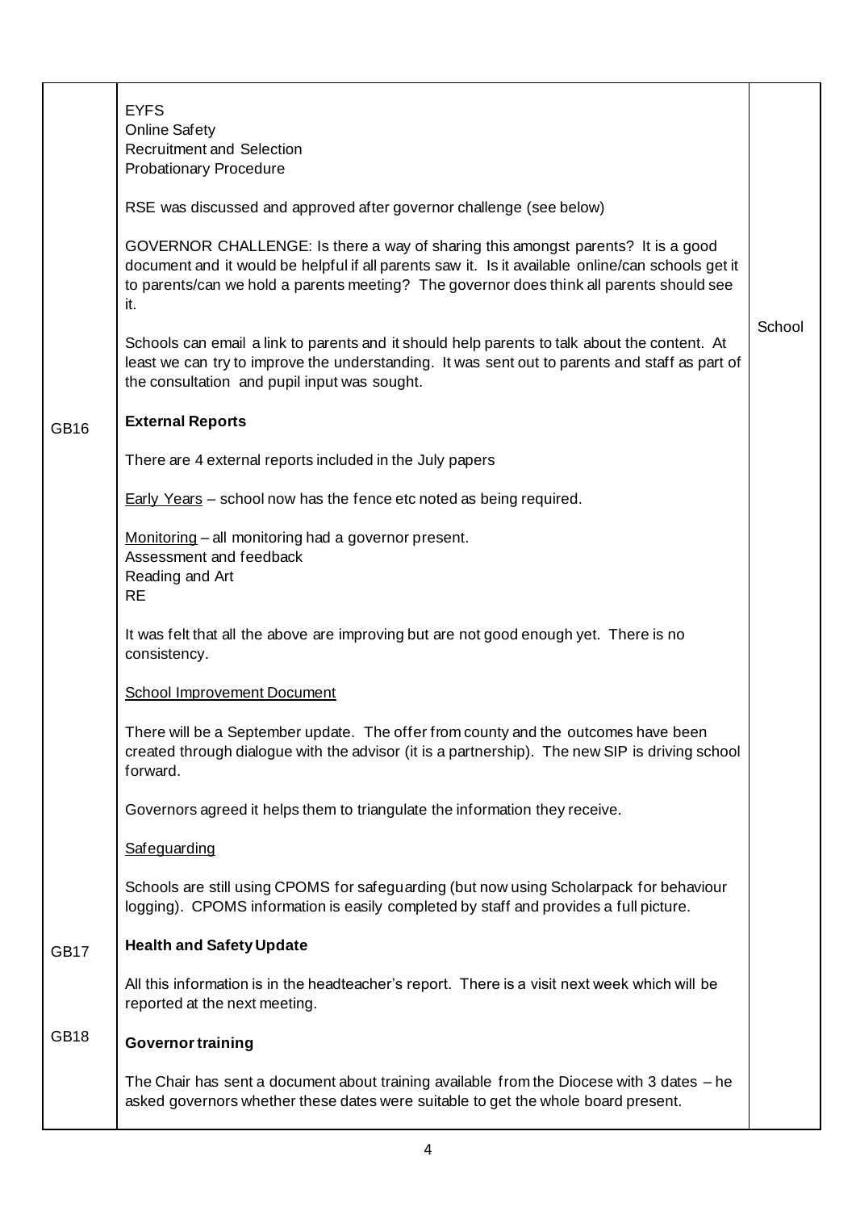| | | |
|---|---|---|
| | EYFS<br>Online Safety<br>Recruitment and Selection<br>Probationary Procedure<br><br>RSE was discussed and approved after governor challenge (see below)<br><br>GOVERNOR CHALLENGE: Is there a way of sharing this amongst parents? It is a good document and it would be helpful if all parents saw it. Is it available online/can schools get it to parents/can we hold a parents meeting? The governor does think all parents should see it.<br><br>Schools can email a link to parents and it should help parents to talk about the content. At least we can try to improve the understanding. It was sent out to parents and staff as part of the consultation and pupil input was sought. | School |
| GB16 | **External Reports**<br><br>There are 4 external reports included in the July papers<br><br>Early Years – school now has the fence etc noted as being required.<br><br>Monitoring – all monitoring had a governor present.<br>Assessment and feedback<br>Reading and Art<br>RE<br><br>It was felt that all the above are improving but are not good enough yet. There is no consistency.<br><br>School Improvement Document<br><br>There will be a September update. The offer from county and the outcomes have been created through dialogue with the advisor (it is a partnership). The new SIP is driving school forward.<br><br>Governors agreed it helps them to triangulate the information they receive.<br><br>Safeguarding<br><br>Schools are still using CPOMS for safeguarding (but now using Scholarpack for behaviour logging). CPOMS information is easily completed by staff and provides a full picture. | |
| GB17 | **Health and Safety Update**<br><br>All this information is in the headteacher's report. There is a visit next week which will be reported at the next meeting. | |
| GB18 | **Governor training**<br><br>The Chair has sent a document about training available from the Diocese with 3 dates – he asked governors whether these dates were suitable to get the whole board present. | |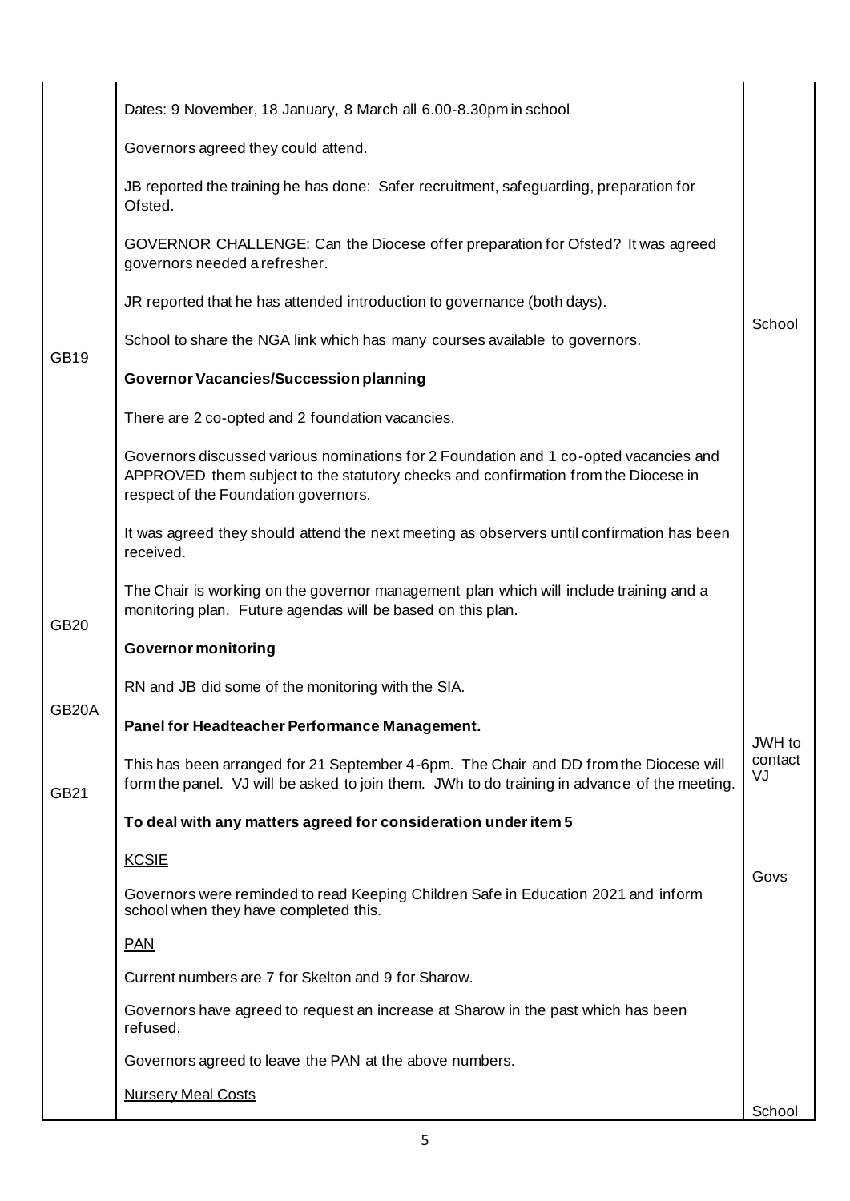| | | |
|---|---|---|
| | Dates: 9 November, 18 January, 8 March all 6.00-8.30pm in school<br><br>Governors agreed they could attend.<br><br>JB reported the training he has done: Safer recruitment, safeguarding, preparation for Ofsted.<br><br>GOVERNOR CHALLENGE: Can the Diocese offer preparation for Ofsted? It was agreed governors needed a refresher.<br><br>JR reported that he has attended introduction to governance (both days).<br><br>School to share the NGA link which has many courses available to governors. | School |
| GB19 | **Governor Vacancies/Succession planning**<br><br>There are 2 co-opted and 2 foundation vacancies.<br><br>Governors discussed various nominations for 2 Foundation and 1 co-opted vacancies and APPROVED them subject to the statutory checks and confirmation from the Diocese in respect of the Foundation governors.<br><br>It was agreed they should attend the next meeting as observers until confirmation has been received.<br><br>The Chair is working on the governor management plan which will include training and a monitoring plan. Future agendas will be based on this plan. | |
| GB20 | **Governor monitoring**<br><br>RN and JB did some of the monitoring with the SIA. | |
| GB20A | **Panel for Headteacher Performance Management.**<br><br>This has been arranged for 21 September 4-6pm. The Chair and DD from the Diocese will form the panel. VJ will be asked to join them. JWh to do training in advance of the meeting. | JWH to contact VJ |
| GB21 | **To deal with any matters agreed for consideration under item 5**<br><br><u>KCSIE</u><br><br>Governors were reminded to read Keeping Children Safe in Education 2021 and inform school when they have completed this.<br><br><u>PAN</u><br><br>Current numbers are 7 for Skelton and 9 for Sharow.<br><br>Governors have agreed to request an increase at Sharow in the past which has been refused.<br><br>Governors agreed to leave the PAN at the above numbers.<br><br><u>Nursery Meal Costs</u> | Govs<br><br><br><br><br><br><br><br><br><br><br><br>School |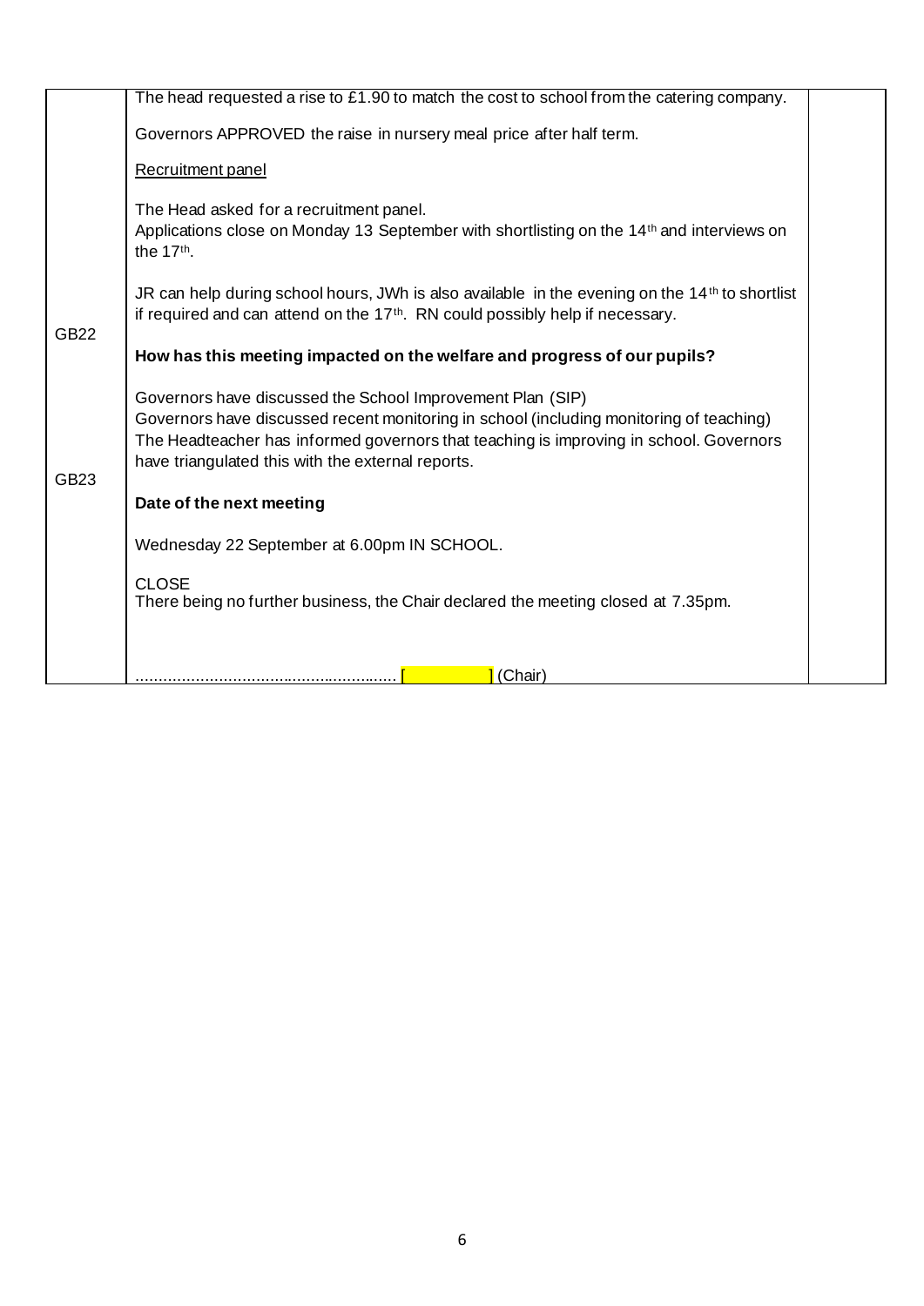| | | |
|---|---|---|
| | The head requested a rise to £1.90 to match the cost to school from the catering company.<br><br>Governors APPROVED the raise in nursery meal price after half term.<br><br>Recruitment panel<br><br>The Head asked for a recruitment panel.<br>Applications close on Monday 13 September with shortlisting on the 14th and interviews on the 17th.<br><br>JR can help during school hours, JWh is also available in the evening on the 14th to shortlist if required and can attend on the 17th. RN could possibly help if necessary. | |
| GB22 | **How has this meeting impacted on the welfare and progress of our pupils?**<br><br>Governors have discussed the School Improvement Plan (SIP)<br>Governors have discussed recent monitoring in school (including monitoring of teaching)<br>The Headteacher has informed governors that teaching is improving in school. Governors have triangulated this with the external reports. | |
| GB23 | **Date of the next meeting**<br><br>Wednesday 22 September at 6.00pm IN SCHOOL.<br><br>CLOSE<br>There being no further business, the Chair declared the meeting closed at 7.35pm.<br><br><br>……………………………………………… [ ] (Chair) | |